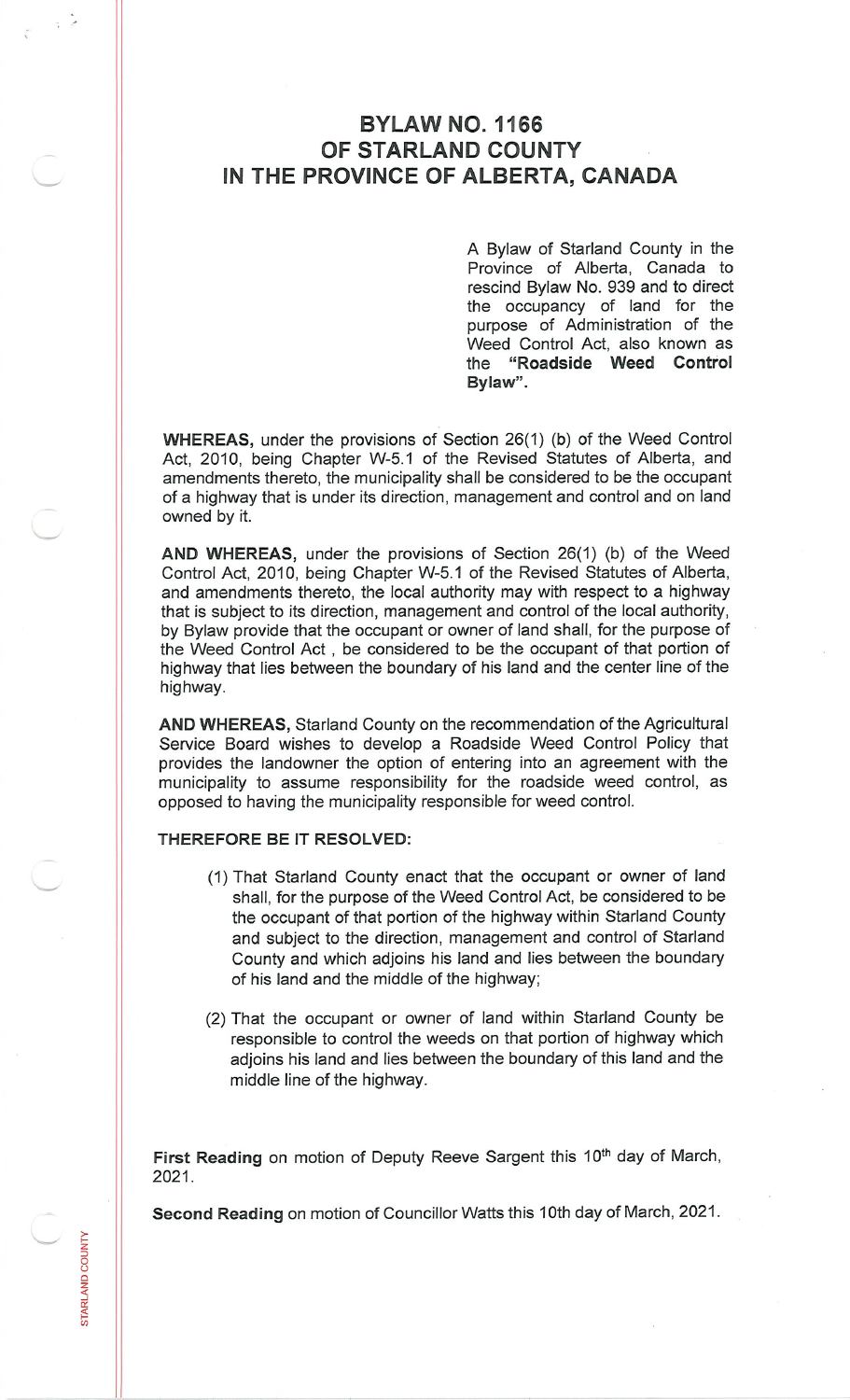# BYLAW NO. 1166
# OF STARLAND COUNTY
# IN THE PROVINCE OF ALBERTA, CANADA

A Bylaw of Starland County in the Province of Alberta, Canada to rescind Bylaw No. 939 and to direct the occupancy of land for the purpose of Administration of the Weed Control Act, also known as the **"Roadside Weed Control Bylaw"**.

**WHEREAS,** under the provisions of Section 26(1) (b) of the Weed Control Act, 2010, being Chapter W-5.1 of the Revised Statutes of Alberta, and amendments thereto, the municipality shall be considered to be the occupant of a highway that is under its direction, management and control and on land owned by it.

**AND WHEREAS,** under the provisions of Section 26(1) (b) of the Weed Control Act, 2010, being Chapter W-5.1 of the Revised Statutes of Alberta, and amendments thereto, the local authority may with respect to a highway that is subject to its direction, management and control of the local authority, by Bylaw provide that the occupant or owner of land shall, for the purpose of the Weed Control Act , be considered to be the occupant of that portion of highway that lies between the boundary of his land and the center line of the highway.

**AND WHEREAS,** Starland County on the recommendation of the Agricultural Service Board wishes to develop a Roadside Weed Control Policy that provides the landowner the option of entering into an agreement with the municipality to assume responsibility for the roadside weed control, as opposed to having the municipality responsible for weed control.

**THEREFORE BE IT RESOLVED:**

(1) That Starland County enact that the occupant or owner of land shall, for the purpose of the Weed Control Act, be considered to be the occupant of that portion of the highway within Starland County and subject to the direction, management and control of Starland County and which adjoins his land and lies between the boundary of his land and the middle of the highway;

(2) That the occupant or owner of land within Starland County be responsible to control the weeds on that portion of highway which adjoins his land and lies between the boundary of this land and the middle line of the highway.

**First Reading** on motion of Deputy Reeve Sargent this 10th day of March, 2021.

**Second Reading** on motion of Councillor Watts this 10th day of March, 2021.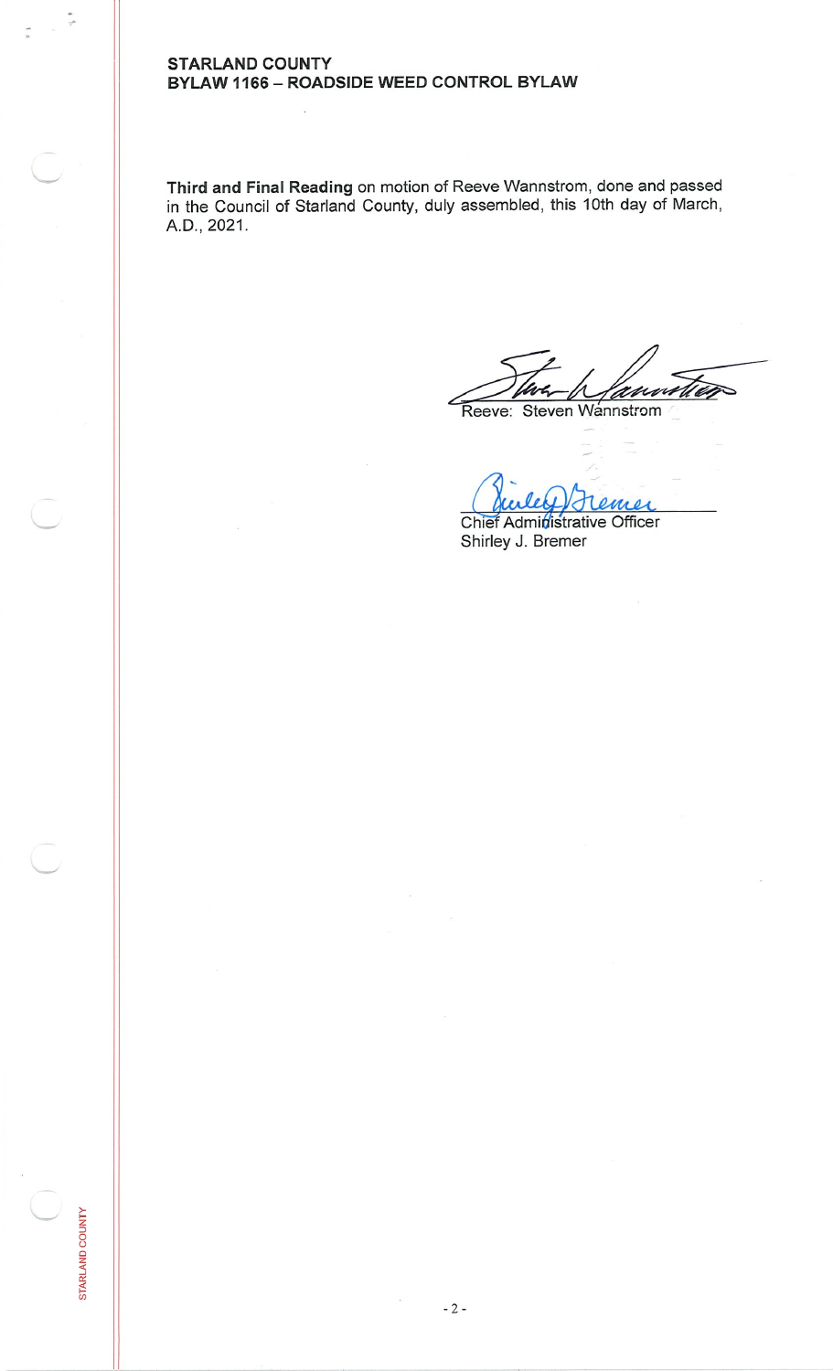**STARLAND COUNTY**
**BYLAW 1166 – ROADSIDE WEED CONTROL BYLAW**

**Third and Final Reading** on motion of Reeve Wannstrom, done and passed in the Council of Starland County, duly assembled, this 10th day of March, A.D., 2021.

Reeve: Steven Wannstrom

Chief Administrative Officer
Shirley J. Bremer